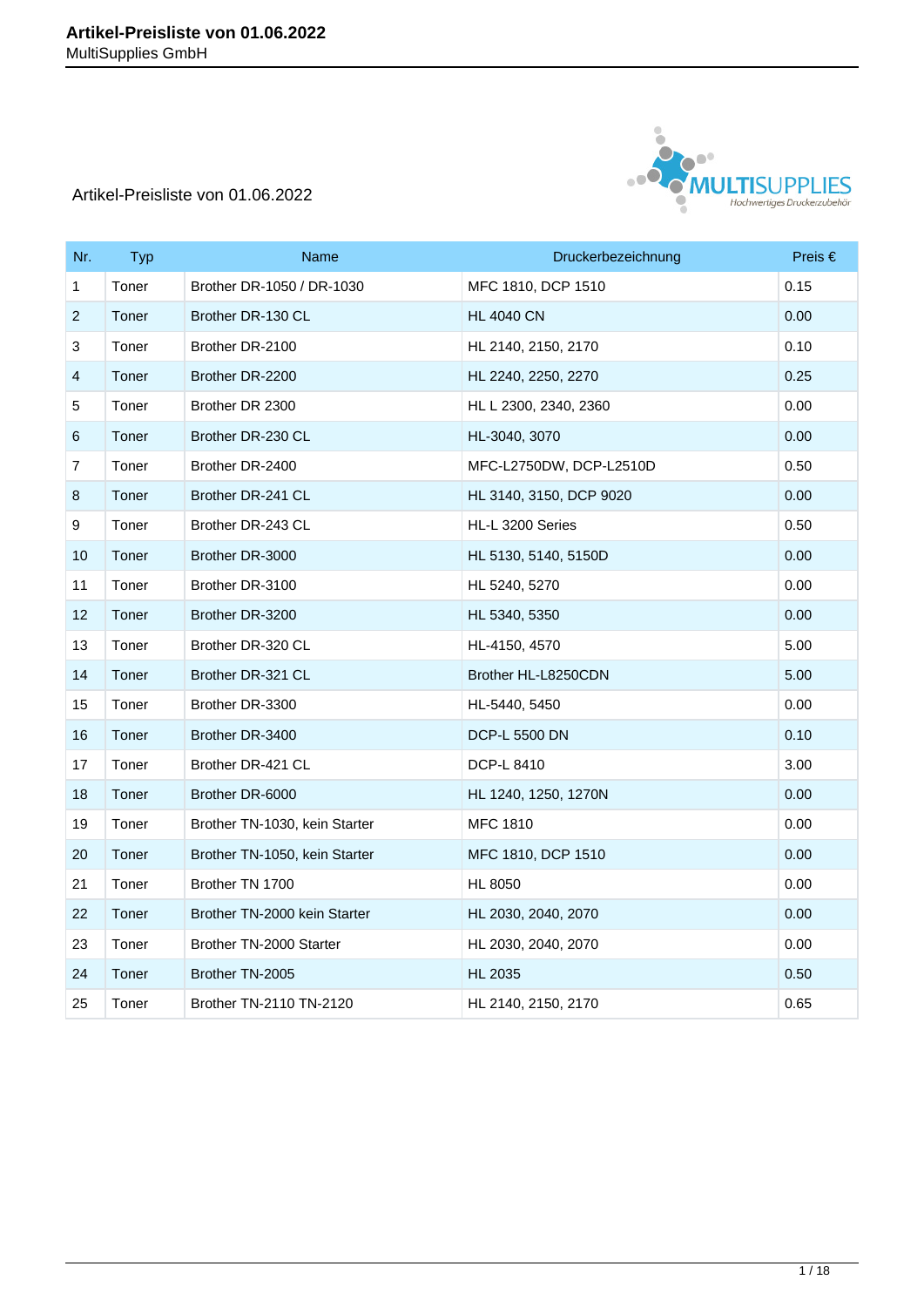# Artikel-Preisliste von 01.06.2022

MultiSupplies GmbH

Artikel-Preisliste von 01.06.2022

| Nr. | Typ | Name | Druckerbezeichnung | Preis € |
|---|---|---|---|---|
| 1 | Toner | Brother DR-1050 / DR-1030 | MFC 1810, DCP 1510 | 0.15 |
| 2 | Toner | Brother DR-130 CL | HL 4040 CN | 0.00 |
| 3 | Toner | Brother DR-2100 | HL 2140, 2150, 2170 | 0.10 |
| 4 | Toner | Brother DR-2200 | HL 2240, 2250, 2270 | 0.25 |
| 5 | Toner | Brother DR 2300 | HL L 2300, 2340, 2360 | 0.00 |
| 6 | Toner | Brother DR-230 CL | HL-3040, 3070 | 0.00 |
| 7 | Toner | Brother DR-2400 | MFC-L2750DW, DCP-L2510D | 0.50 |
| 8 | Toner | Brother DR-241 CL | HL 3140, 3150, DCP 9020 | 0.00 |
| 9 | Toner | Brother DR-243 CL | HL-L 3200 Series | 0.50 |
| 10 | Toner | Brother DR-3000 | HL 5130, 5140, 5150D | 0.00 |
| 11 | Toner | Brother DR-3100 | HL 5240, 5270 | 0.00 |
| 12 | Toner | Brother DR-3200 | HL 5340, 5350 | 0.00 |
| 13 | Toner | Brother DR-320 CL | HL-4150, 4570 | 5.00 |
| 14 | Toner | Brother DR-321 CL | Brother HL-L8250CDN | 5.00 |
| 15 | Toner | Brother DR-3300 | HL-5440, 5450 | 0.00 |
| 16 | Toner | Brother DR-3400 | DCP-L 5500 DN | 0.10 |
| 17 | Toner | Brother DR-421 CL | DCP-L 8410 | 3.00 |
| 18 | Toner | Brother DR-6000 | HL 1240, 1250, 1270N | 0.00 |
| 19 | Toner | Brother TN-1030, kein Starter | MFC 1810 | 0.00 |
| 20 | Toner | Brother TN-1050, kein Starter | MFC 1810, DCP 1510 | 0.00 |
| 21 | Toner | Brother TN 1700 | HL 8050 | 0.00 |
| 22 | Toner | Brother TN-2000 kein Starter | HL 2030, 2040, 2070 | 0.00 |
| 23 | Toner | Brother TN-2000 Starter | HL 2030, 2040, 2070 | 0.00 |
| 24 | Toner | Brother TN-2005 | HL 2035 | 0.50 |
| 25 | Toner | Brother TN-2110 TN-2120 | HL 2140, 2150, 2170 | 0.65 |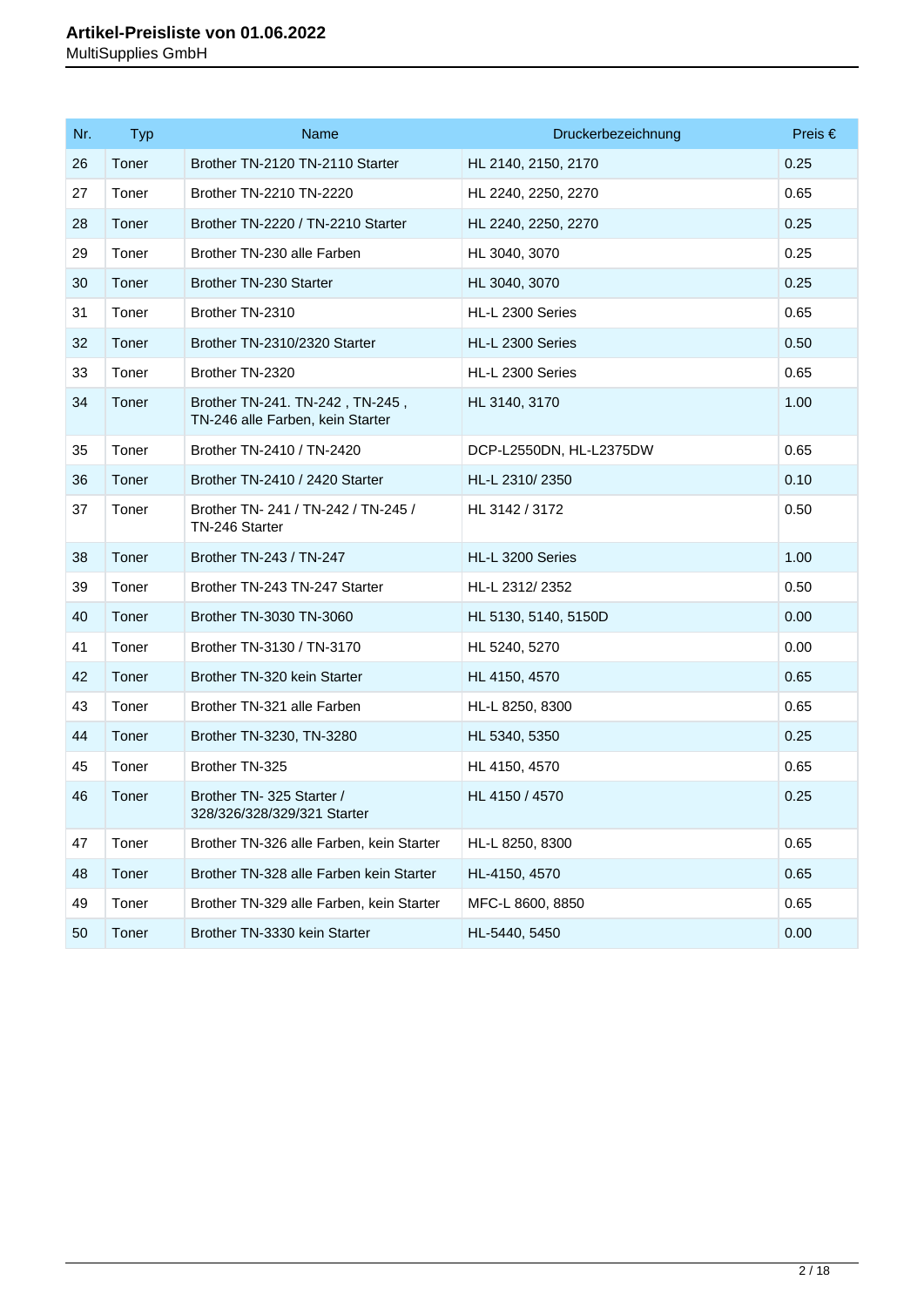| Nr. | Typ | Name | Druckerbezeichnung | Preis € |
|---|---|---|---|---|
| 26 | Toner | Brother TN-2120 TN-2110 Starter | HL 2140, 2150, 2170 | 0.25 |
| 27 | Toner | Brother TN-2210 TN-2220 | HL 2240, 2250, 2270 | 0.65 |
| 28 | Toner | Brother TN-2220 / TN-2210 Starter | HL 2240, 2250, 2270 | 0.25 |
| 29 | Toner | Brother TN-230 alle Farben | HL 3040, 3070 | 0.25 |
| 30 | Toner | Brother TN-230 Starter | HL 3040, 3070 | 0.25 |
| 31 | Toner | Brother TN-2310 | HL-L 2300 Series | 0.65 |
| 32 | Toner | Brother TN-2310/2320 Starter | HL-L 2300 Series | 0.50 |
| 33 | Toner | Brother TN-2320 | HL-L 2300 Series | 0.65 |
| 34 | Toner | Brother TN-241. TN-242 , TN-245 , TN-246 alle Farben, kein Starter | HL 3140, 3170 | 1.00 |
| 35 | Toner | Brother TN-2410 / TN-2420 | DCP-L2550DN, HL-L2375DW | 0.65 |
| 36 | Toner | Brother TN-2410 / 2420 Starter | HL-L 2310/ 2350 | 0.10 |
| 37 | Toner | Brother TN- 241 / TN-242 / TN-245 / TN-246 Starter | HL 3142 / 3172 | 0.50 |
| 38 | Toner | Brother TN-243 / TN-247 | HL-L 3200 Series | 1.00 |
| 39 | Toner | Brother TN-243 TN-247 Starter | HL-L 2312/ 2352 | 0.50 |
| 40 | Toner | Brother TN-3030 TN-3060 | HL 5130, 5140, 5150D | 0.00 |
| 41 | Toner | Brother TN-3130 / TN-3170 | HL 5240, 5270 | 0.00 |
| 42 | Toner | Brother TN-320 kein Starter | HL 4150, 4570 | 0.65 |
| 43 | Toner | Brother TN-321 alle Farben | HL-L 8250, 8300 | 0.65 |
| 44 | Toner | Brother TN-3230, TN-3280 | HL 5340, 5350 | 0.25 |
| 45 | Toner | Brother TN-325 | HL 4150, 4570 | 0.65 |
| 46 | Toner | Brother TN- 325 Starter / 328/326/328/329/321 Starter | HL 4150 / 4570 | 0.25 |
| 47 | Toner | Brother TN-326 alle Farben, kein Starter | HL-L 8250, 8300 | 0.65 |
| 48 | Toner | Brother TN-328 alle Farben kein Starter | HL-4150, 4570 | 0.65 |
| 49 | Toner | Brother TN-329 alle Farben, kein Starter | MFC-L 8600, 8850 | 0.65 |
| 50 | Toner | Brother TN-3330 kein Starter | HL-5440, 5450 | 0.00 |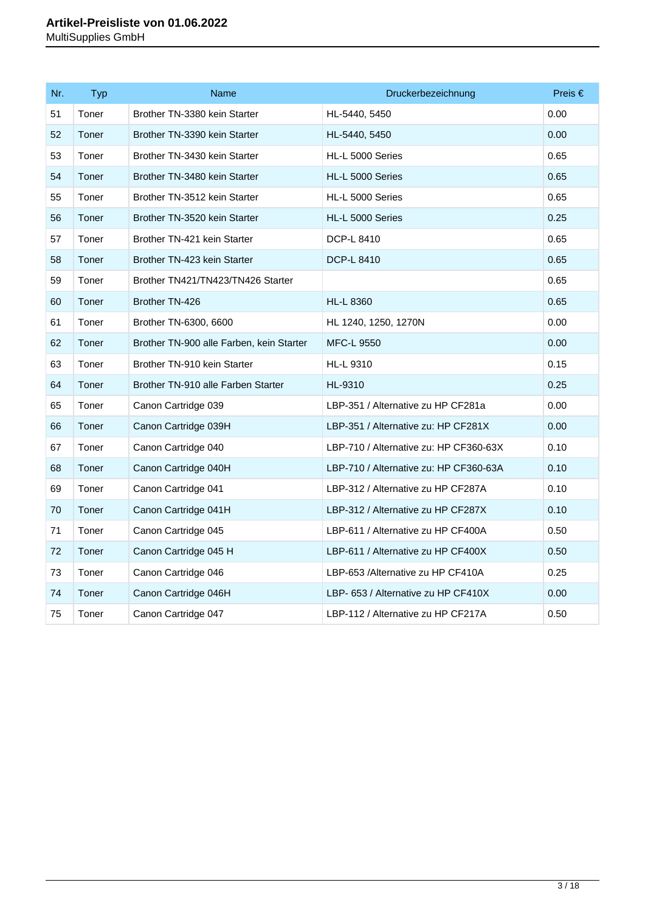## Artikel-Preisliste von 01.06.2022

MultiSupplies GmbH

| Nr. | Typ | Name | Druckerbezeichnung | Preis € |
|---|---|---|---|---|
| 51 | Toner | Brother TN-3380 kein Starter | HL-5440, 5450 | 0.00 |
| 52 | Toner | Brother TN-3390 kein Starter | HL-5440, 5450 | 0.00 |
| 53 | Toner | Brother TN-3430 kein Starter | HL-L 5000 Series | 0.65 |
| 54 | Toner | Brother TN-3480 kein Starter | HL-L 5000 Series | 0.65 |
| 55 | Toner | Brother TN-3512 kein Starter | HL-L 5000 Series | 0.65 |
| 56 | Toner | Brother TN-3520 kein Starter | HL-L 5000 Series | 0.25 |
| 57 | Toner | Brother TN-421 kein Starter | DCP-L 8410 | 0.65 |
| 58 | Toner | Brother TN-423 kein Starter | DCP-L 8410 | 0.65 |
| 59 | Toner | Brother TN421/TN423/TN426 Starter | | 0.65 |
| 60 | Toner | Brother TN-426 | HL-L 8360 | 0.65 |
| 61 | Toner | Brother TN-6300, 6600 | HL 1240, 1250, 1270N | 0.00 |
| 62 | Toner | Brother TN-900 alle Farben, kein Starter | MFC-L 9550 | 0.00 |
| 63 | Toner | Brother TN-910 kein Starter | HL-L 9310 | 0.15 |
| 64 | Toner | Brother TN-910 alle Farben Starter | HL-9310 | 0.25 |
| 65 | Toner | Canon Cartridge 039 | LBP-351 / Alternative zu HP CF281a | 0.00 |
| 66 | Toner | Canon Cartridge 039H | LBP-351 / Alternative zu: HP CF281X | 0.00 |
| 67 | Toner | Canon Cartridge 040 | LBP-710 / Alternative zu: HP CF360-63X | 0.10 |
| 68 | Toner | Canon Cartridge 040H | LBP-710 / Alternative zu: HP CF360-63A | 0.10 |
| 69 | Toner | Canon Cartridge 041 | LBP-312 / Alternative zu HP CF287A | 0.10 |
| 70 | Toner | Canon Cartridge 041H | LBP-312 / Alternative zu HP CF287X | 0.10 |
| 71 | Toner | Canon Cartridge 045 | LBP-611 / Alternative zu HP CF400A | 0.50 |
| 72 | Toner | Canon Cartridge 045 H | LBP-611 / Alternative zu HP CF400X | 0.50 |
| 73 | Toner | Canon Cartridge 046 | LBP-653 /Alternative zu HP CF410A | 0.25 |
| 74 | Toner | Canon Cartridge 046H | LBP- 653 / Alternative zu HP CF410X | 0.00 |
| 75 | Toner | Canon Cartridge 047 | LBP-112 / Alternative zu HP CF217A | 0.50 |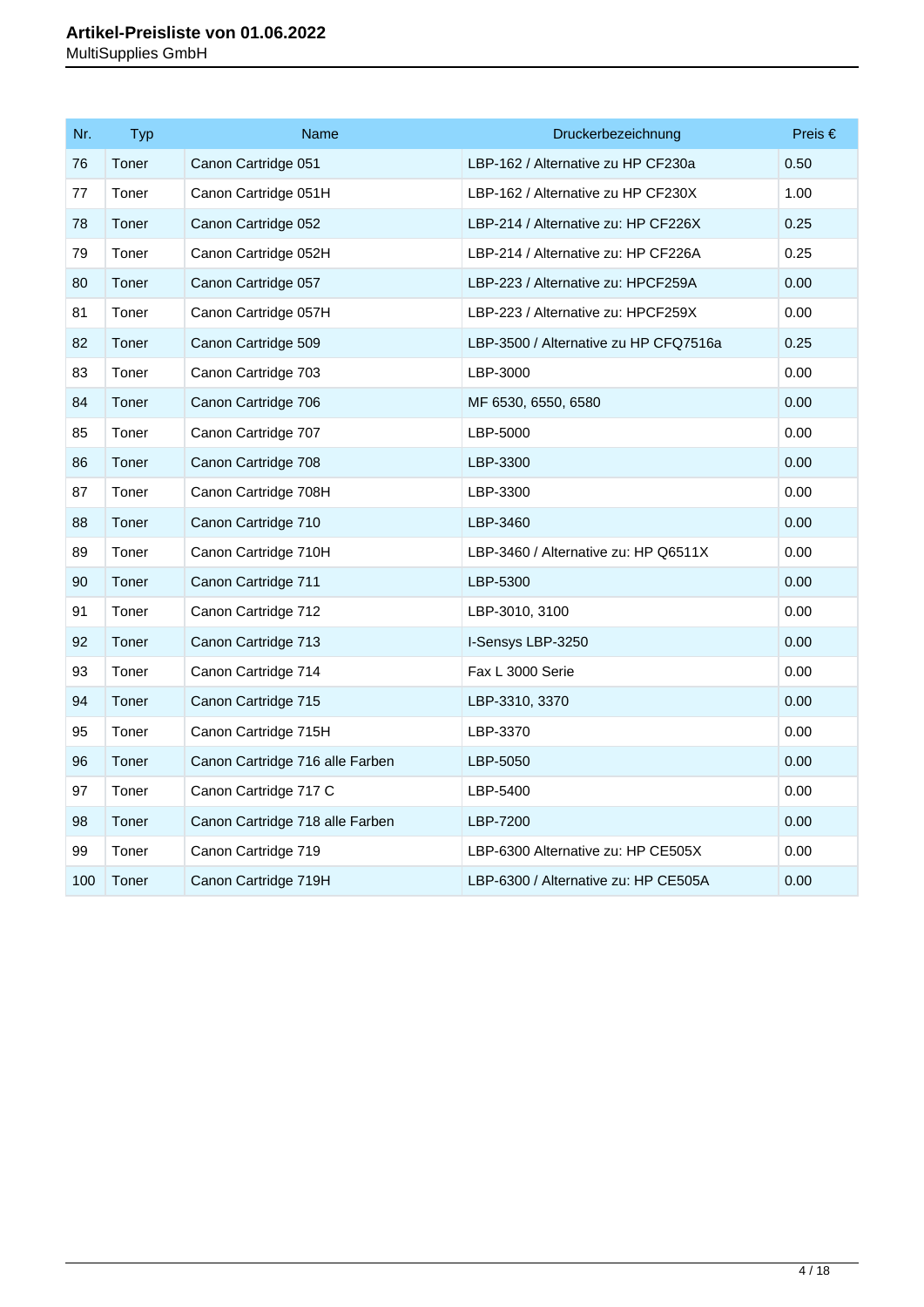| Nr. | Typ | Name | Druckerbezeichnung | Preis € |
|---|---|---|---|---|
| 76 | Toner | Canon Cartridge 051 | LBP-162 / Alternative zu HP CF230a | 0.50 |
| 77 | Toner | Canon Cartridge 051H | LBP-162 / Alternative zu HP CF230X | 1.00 |
| 78 | Toner | Canon Cartridge 052 | LBP-214 / Alternative zu: HP CF226X | 0.25 |
| 79 | Toner | Canon Cartridge 052H | LBP-214 / Alternative zu: HP CF226A | 0.25 |
| 80 | Toner | Canon Cartridge 057 | LBP-223 / Alternative zu: HPCF259A | 0.00 |
| 81 | Toner | Canon Cartridge 057H | LBP-223 / Alternative zu: HPCF259X | 0.00 |
| 82 | Toner | Canon Cartridge 509 | LBP-3500 / Alternative zu HP CFQ7516a | 0.25 |
| 83 | Toner | Canon Cartridge 703 | LBP-3000 | 0.00 |
| 84 | Toner | Canon Cartridge 706 | MF 6530, 6550, 6580 | 0.00 |
| 85 | Toner | Canon Cartridge 707 | LBP-5000 | 0.00 |
| 86 | Toner | Canon Cartridge 708 | LBP-3300 | 0.00 |
| 87 | Toner | Canon Cartridge 708H | LBP-3300 | 0.00 |
| 88 | Toner | Canon Cartridge 710 | LBP-3460 | 0.00 |
| 89 | Toner | Canon Cartridge 710H | LBP-3460 / Alternative zu: HP Q6511X | 0.00 |
| 90 | Toner | Canon Cartridge 711 | LBP-5300 | 0.00 |
| 91 | Toner | Canon Cartridge 712 | LBP-3010, 3100 | 0.00 |
| 92 | Toner | Canon Cartridge 713 | I-Sensys LBP-3250 | 0.00 |
| 93 | Toner | Canon Cartridge 714 | Fax L 3000 Serie | 0.00 |
| 94 | Toner | Canon Cartridge 715 | LBP-3310, 3370 | 0.00 |
| 95 | Toner | Canon Cartridge 715H | LBP-3370 | 0.00 |
| 96 | Toner | Canon Cartridge 716 alle Farben | LBP-5050 | 0.00 |
| 97 | Toner | Canon Cartridge 717 C | LBP-5400 | 0.00 |
| 98 | Toner | Canon Cartridge 718 alle Farben | LBP-7200 | 0.00 |
| 99 | Toner | Canon Cartridge 719 | LBP-6300 Alternative zu: HP CE505X | 0.00 |
| 100 | Toner | Canon Cartridge 719H | LBP-6300 / Alternative zu: HP CE505A | 0.00 |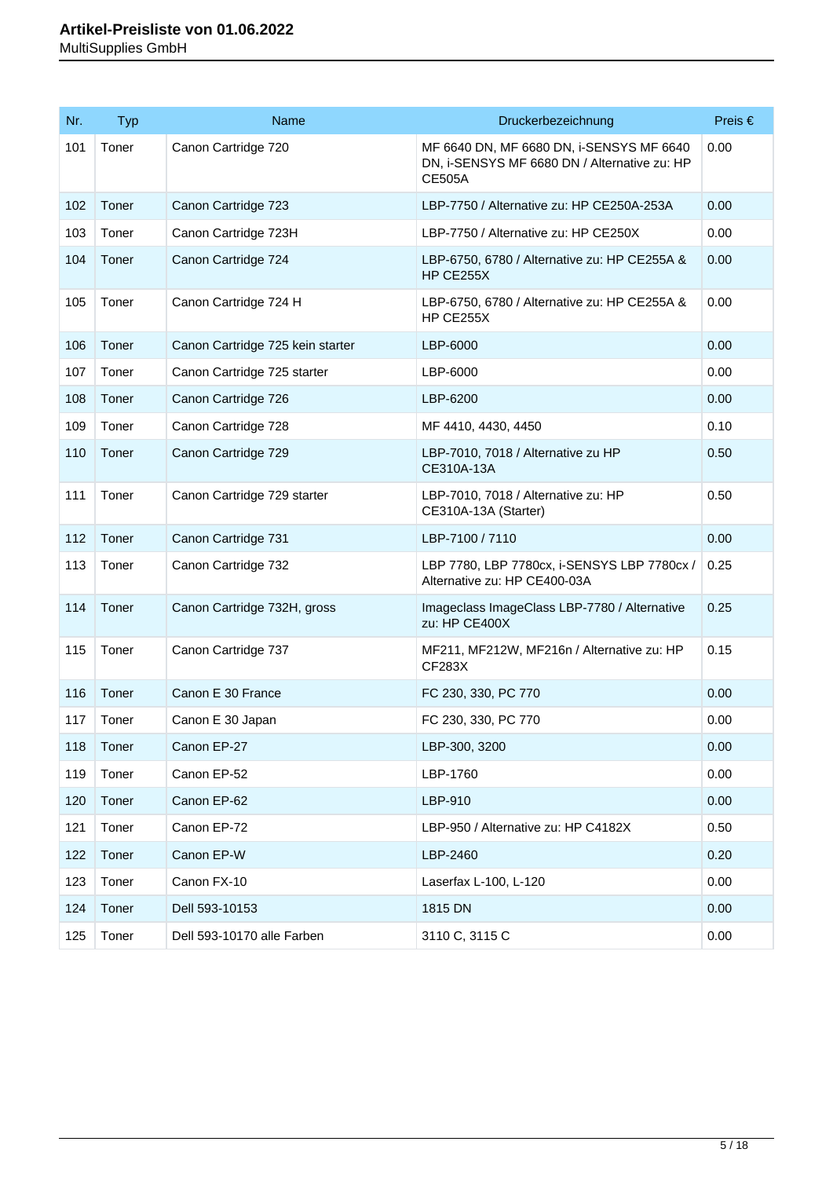| Nr. | Typ | Name | Druckerbezeichnung | Preis € |
|---|---|---|---|---|
| 101 | Toner | Canon Cartridge 720 | MF 6640 DN, MF 6680 DN, i-SENSYS MF 6640 DN, i-SENSYS MF 6680 DN / Alternative zu: HP CE505A | 0.00 |
| 102 | Toner | Canon Cartridge 723 | LBP-7750 / Alternative zu: HP CE250A-253A | 0.00 |
| 103 | Toner | Canon Cartridge 723H | LBP-7750 / Alternative zu: HP CE250X | 0.00 |
| 104 | Toner | Canon Cartridge 724 | LBP-6750, 6780 / Alternative zu: HP CE255A & HP CE255X | 0.00 |
| 105 | Toner | Canon Cartridge 724 H | LBP-6750, 6780 / Alternative zu: HP CE255A & HP CE255X | 0.00 |
| 106 | Toner | Canon Cartridge 725 kein starter | LBP-6000 | 0.00 |
| 107 | Toner | Canon Cartridge 725 starter | LBP-6000 | 0.00 |
| 108 | Toner | Canon Cartridge 726 | LBP-6200 | 0.00 |
| 109 | Toner | Canon Cartridge 728 | MF 4410, 4430, 4450 | 0.10 |
| 110 | Toner | Canon Cartridge 729 | LBP-7010, 7018 / Alternative zu HP CE310A-13A | 0.50 |
| 111 | Toner | Canon Cartridge 729 starter | LBP-7010, 7018 / Alternative zu: HP CE310A-13A (Starter) | 0.50 |
| 112 | Toner | Canon Cartridge 731 | LBP-7100 / 7110 | 0.00 |
| 113 | Toner | Canon Cartridge 732 | LBP 7780, LBP 7780cx, i-SENSYS LBP 7780cx / Alternative zu: HP CE400-03A | 0.25 |
| 114 | Toner | Canon Cartridge 732H, gross | Imageclass ImageClass LBP-7780 / Alternative zu: HP CE400X | 0.25 |
| 115 | Toner | Canon Cartridge 737 | MF211, MF212W, MF216n / Alternative zu: HP CF283X | 0.15 |
| 116 | Toner | Canon E 30 France | FC 230, 330, PC 770 | 0.00 |
| 117 | Toner | Canon E 30 Japan | FC 230, 330, PC 770 | 0.00 |
| 118 | Toner | Canon EP-27 | LBP-300, 3200 | 0.00 |
| 119 | Toner | Canon EP-52 | LBP-1760 | 0.00 |
| 120 | Toner | Canon EP-62 | LBP-910 | 0.00 |
| 121 | Toner | Canon EP-72 | LBP-950 / Alternative zu: HP C4182X | 0.50 |
| 122 | Toner | Canon EP-W | LBP-2460 | 0.20 |
| 123 | Toner | Canon FX-10 | Laserfax L-100, L-120 | 0.00 |
| 124 | Toner | Dell 593-10153 | 1815 DN | 0.00 |
| 125 | Toner | Dell 593-10170 alle Farben | 3110 C, 3115 C | 0.00 |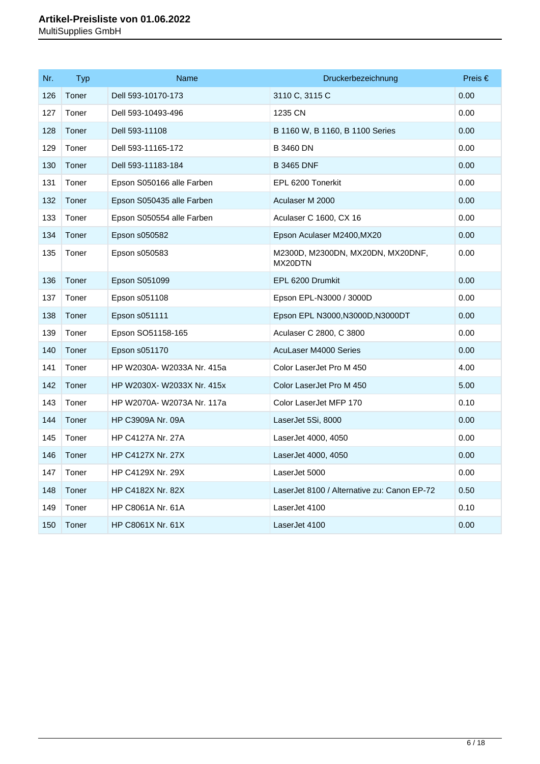| Nr. | Typ | Name | Druckerbezeichnung | Preis € |
|---|---|---|---|---|
| 126 | Toner | Dell 593-10170-173 | 3110 C, 3115 C | 0.00 |
| 127 | Toner | Dell 593-10493-496 | 1235 CN | 0.00 |
| 128 | Toner | Dell 593-11108 | B 1160 W, B 1160, B 1100 Series | 0.00 |
| 129 | Toner | Dell 593-11165-172 | B 3460 DN | 0.00 |
| 130 | Toner | Dell 593-11183-184 | B 3465 DNF | 0.00 |
| 131 | Toner | Epson S050166 alle Farben | EPL 6200 Tonerkit | 0.00 |
| 132 | Toner | Epson S050435 alle Farben | Aculaser M 2000 | 0.00 |
| 133 | Toner | Epson S050554 alle Farben | Aculaser C 1600, CX 16 | 0.00 |
| 134 | Toner | Epson s050582 | Epson Aculaser M2400,MX20 | 0.00 |
| 135 | Toner | Epson s050583 | M2300D, M2300DN, MX20DN, MX20DNF, MX20DTN | 0.00 |
| 136 | Toner | Epson S051099 | EPL 6200 Drumkit | 0.00 |
| 137 | Toner | Epson s051108 | Epson EPL-N3000 / 3000D | 0.00 |
| 138 | Toner | Epson s051111 | Epson EPL N3000,N3000D,N3000DT | 0.00 |
| 139 | Toner | Epson SO51158-165 | Aculaser C 2800, C 3800 | 0.00 |
| 140 | Toner | Epson s051170 | AcuLaser M4000 Series | 0.00 |
| 141 | Toner | HP W2030A- W2033A Nr. 415a | Color LaserJet Pro M 450 | 4.00 |
| 142 | Toner | HP W2030X- W2033X Nr. 415x | Color LaserJet Pro M 450 | 5.00 |
| 143 | Toner | HP W2070A- W2073A Nr. 117a | Color LaserJet MFP 170 | 0.10 |
| 144 | Toner | HP C3909A Nr. 09A | LaserJet 5Si, 8000 | 0.00 |
| 145 | Toner | HP C4127A Nr. 27A | LaserJet 4000, 4050 | 0.00 |
| 146 | Toner | HP C4127X Nr. 27X | LaserJet 4000, 4050 | 0.00 |
| 147 | Toner | HP C4129X Nr. 29X | LaserJet 5000 | 0.00 |
| 148 | Toner | HP C4182X Nr. 82X | LaserJet 8100 / Alternative zu: Canon EP-72 | 0.50 |
| 149 | Toner | HP C8061A Nr. 61A | LaserJet 4100 | 0.10 |
| 150 | Toner | HP C8061X Nr. 61X | LaserJet 4100 | 0.00 |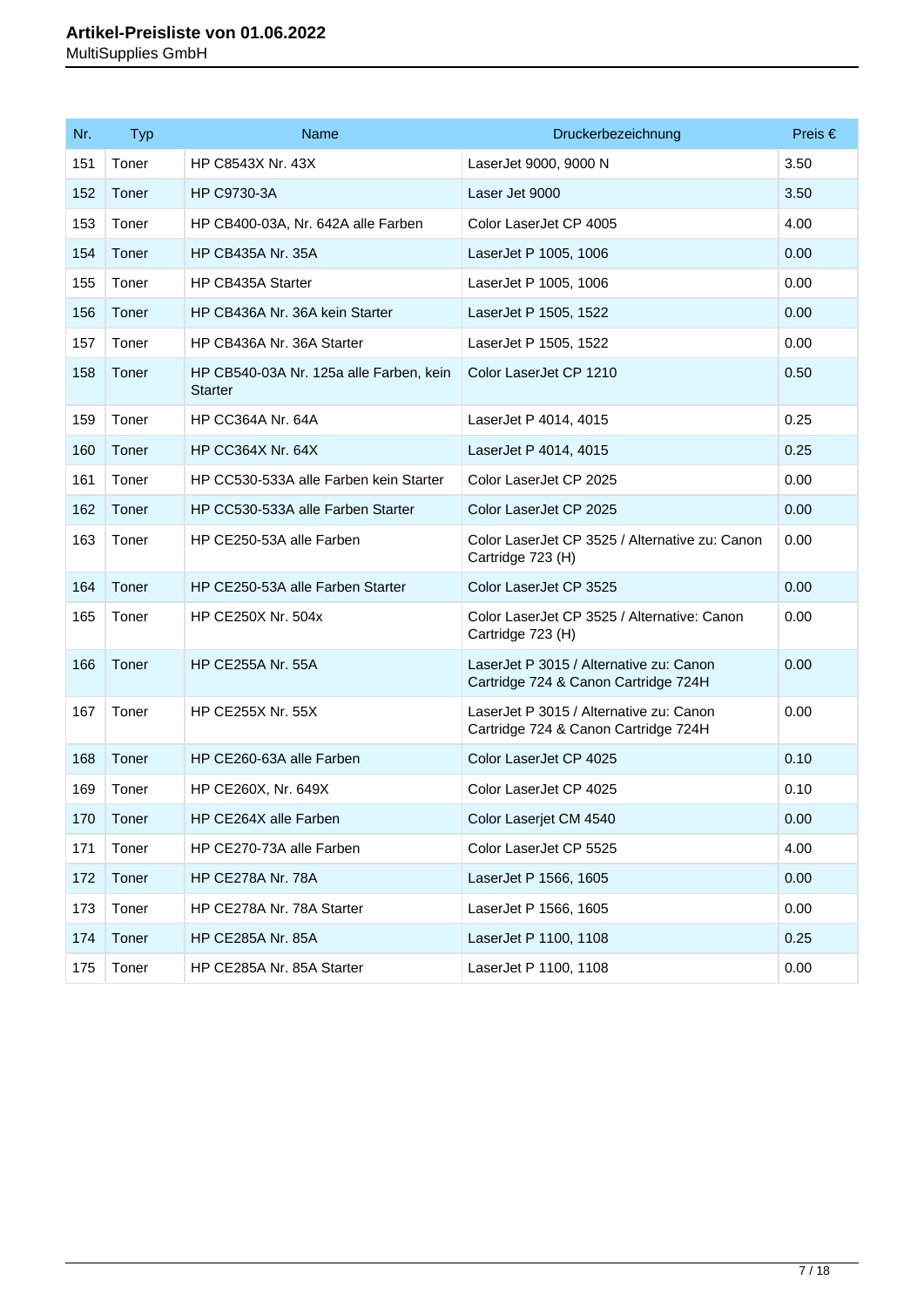# Artikel-Preisliste von 01.06.2022

MultiSupplies GmbH

| Nr. | Typ | Name | Druckerbezeichnung | Preis € |
|---|---|---|---|---|
| 151 | Toner | HP C8543X Nr. 43X | LaserJet 9000, 9000 N | 3.50 |
| 152 | Toner | HP C9730-3A | Laser Jet 9000 | 3.50 |
| 153 | Toner | HP CB400-03A, Nr. 642A alle Farben | Color LaserJet CP 4005 | 4.00 |
| 154 | Toner | HP CB435A Nr. 35A | LaserJet P 1005, 1006 | 0.00 |
| 155 | Toner | HP CB435A Starter | LaserJet P 1005, 1006 | 0.00 |
| 156 | Toner | HP CB436A Nr. 36A kein Starter | LaserJet P 1505, 1522 | 0.00 |
| 157 | Toner | HP CB436A Nr. 36A Starter | LaserJet P 1505, 1522 | 0.00 |
| 158 | Toner | HP CB540-03A Nr. 125a alle Farben, kein Starter | Color LaserJet CP 1210 | 0.50 |
| 159 | Toner | HP CC364A Nr. 64A | LaserJet P 4014, 4015 | 0.25 |
| 160 | Toner | HP CC364X Nr. 64X | LaserJet P 4014, 4015 | 0.25 |
| 161 | Toner | HP CC530-533A alle Farben kein Starter | Color LaserJet CP 2025 | 0.00 |
| 162 | Toner | HP CC530-533A alle Farben Starter | Color LaserJet CP 2025 | 0.00 |
| 163 | Toner | HP CE250-53A alle Farben | Color LaserJet CP 3525 / Alternative zu: Canon Cartridge 723 (H) | 0.00 |
| 164 | Toner | HP CE250-53A alle Farben Starter | Color LaserJet CP 3525 | 0.00 |
| 165 | Toner | HP CE250X Nr. 504x | Color LaserJet CP 3525 / Alternative: Canon Cartridge 723 (H) | 0.00 |
| 166 | Toner | HP CE255A Nr. 55A | LaserJet P 3015 / Alternative zu: Canon Cartridge 724 & Canon Cartridge 724H | 0.00 |
| 167 | Toner | HP CE255X Nr. 55X | LaserJet P 3015 / Alternative zu: Canon Cartridge 724 & Canon Cartridge 724H | 0.00 |
| 168 | Toner | HP CE260-63A alle Farben | Color LaserJet CP 4025 | 0.10 |
| 169 | Toner | HP CE260X, Nr. 649X | Color LaserJet CP 4025 | 0.10 |
| 170 | Toner | HP CE264X alle Farben | Color Laserjet CM 4540 | 0.00 |
| 171 | Toner | HP CE270-73A alle Farben | Color LaserJet CP 5525 | 4.00 |
| 172 | Toner | HP CE278A Nr. 78A | LaserJet P 1566, 1605 | 0.00 |
| 173 | Toner | HP CE278A Nr. 78A Starter | LaserJet P 1566, 1605 | 0.00 |
| 174 | Toner | HP CE285A Nr. 85A | LaserJet P 1100, 1108 | 0.25 |
| 175 | Toner | HP CE285A Nr. 85A Starter | LaserJet P 1100, 1108 | 0.00 |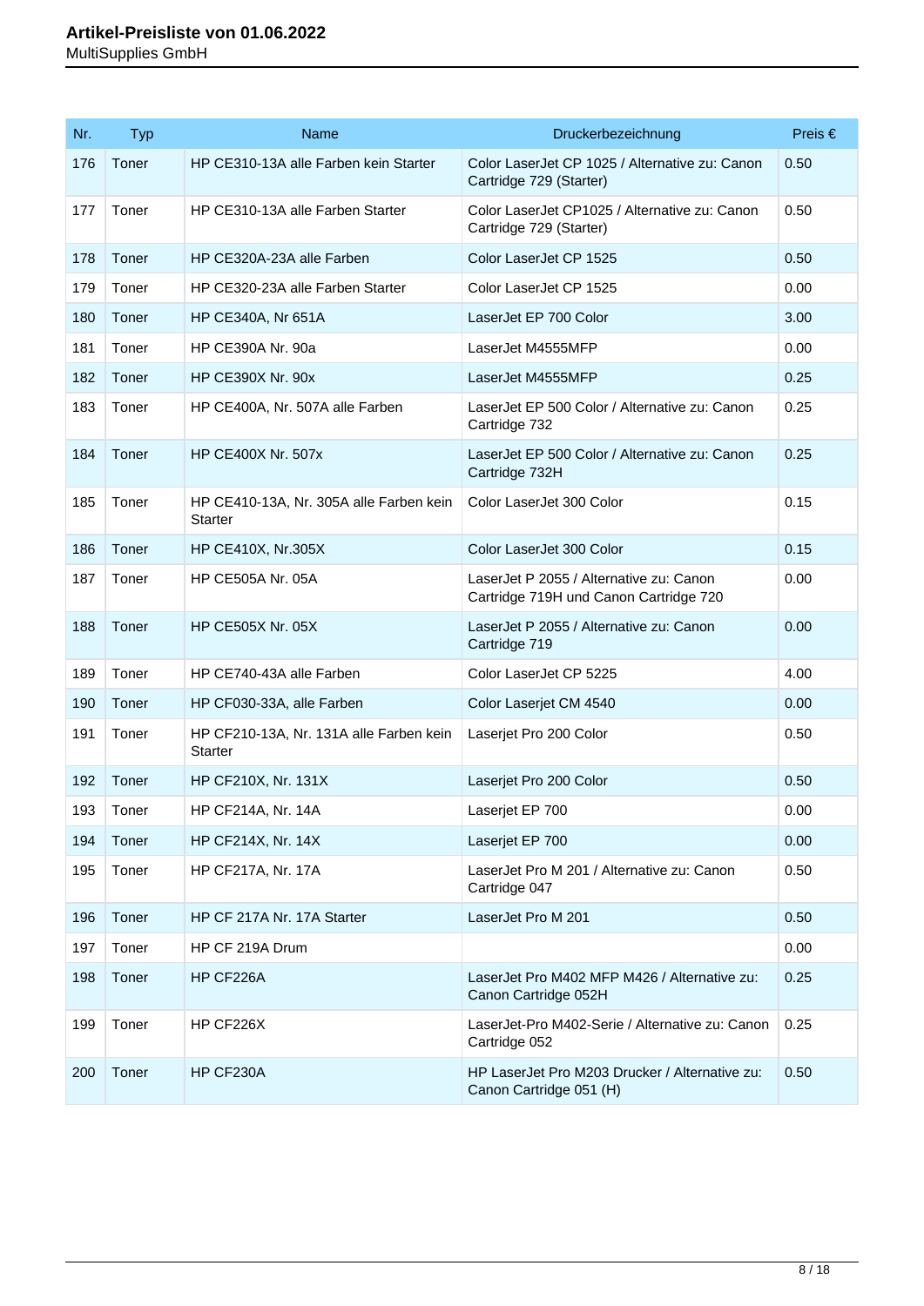| Nr. | Typ | Name | Druckerbezeichnung | Preis € |
|---|---|---|---|---|
| 176 | Toner | HP CE310-13A alle Farben kein Starter | Color LaserJet CP 1025 / Alternative zu: Canon Cartridge 729 (Starter) | 0.50 |
| 177 | Toner | HP CE310-13A alle Farben Starter | Color LaserJet CP1025 / Alternative zu: Canon Cartridge 729 (Starter) | 0.50 |
| 178 | Toner | HP CE320A-23A alle Farben | Color LaserJet CP 1525 | 0.50 |
| 179 | Toner | HP CE320-23A alle Farben Starter | Color LaserJet CP 1525 | 0.00 |
| 180 | Toner | HP CE340A, Nr 651A | LaserJet EP 700 Color | 3.00 |
| 181 | Toner | HP CE390A Nr. 90a | LaserJet M4555MFP | 0.00 |
| 182 | Toner | HP CE390X Nr. 90x | LaserJet M4555MFP | 0.25 |
| 183 | Toner | HP CE400A, Nr. 507A alle Farben | LaserJet EP 500 Color / Alternative zu: Canon Cartridge 732 | 0.25 |
| 184 | Toner | HP CE400X Nr. 507x | LaserJet EP 500 Color / Alternative zu: Canon Cartridge 732H | 0.25 |
| 185 | Toner | HP CE410-13A, Nr. 305A alle Farben kein Starter | Color LaserJet 300 Color | 0.15 |
| 186 | Toner | HP CE410X, Nr.305X | Color LaserJet 300 Color | 0.15 |
| 187 | Toner | HP CE505A Nr. 05A | LaserJet P 2055 / Alternative zu: Canon Cartridge 719H und Canon Cartridge 720 | 0.00 |
| 188 | Toner | HP CE505X Nr. 05X | LaserJet P 2055 / Alternative zu: Canon Cartridge 719 | 0.00 |
| 189 | Toner | HP CE740-43A alle Farben | Color LaserJet CP 5225 | 4.00 |
| 190 | Toner | HP CF030-33A, alle Farben | Color Laserjet CM 4540 | 0.00 |
| 191 | Toner | HP CF210-13A, Nr. 131A alle Farben kein Starter | Laserjet Pro 200 Color | 0.50 |
| 192 | Toner | HP CF210X, Nr. 131X | Laserjet Pro 200 Color | 0.50 |
| 193 | Toner | HP CF214A, Nr. 14A | Laserjet EP 700 | 0.00 |
| 194 | Toner | HP CF214X, Nr. 14X | Laserjet EP 700 | 0.00 |
| 195 | Toner | HP CF217A, Nr. 17A | LaserJet Pro M 201 / Alternative zu: Canon Cartridge 047 | 0.50 |
| 196 | Toner | HP CF 217A Nr. 17A Starter | LaserJet Pro M 201 | 0.50 |
| 197 | Toner | HP CF 219A Drum | | 0.00 |
| 198 | Toner | HP CF226A | LaserJet Pro M402 MFP M426 / Alternative zu: Canon Cartridge 052H | 0.25 |
| 199 | Toner | HP CF226X | LaserJet-Pro M402-Serie / Alternative zu: Canon Cartridge 052 | 0.25 |
| 200 | Toner | HP CF230A | HP LaserJet Pro M203 Drucker / Alternative zu: Canon Cartridge 051 (H) | 0.50 |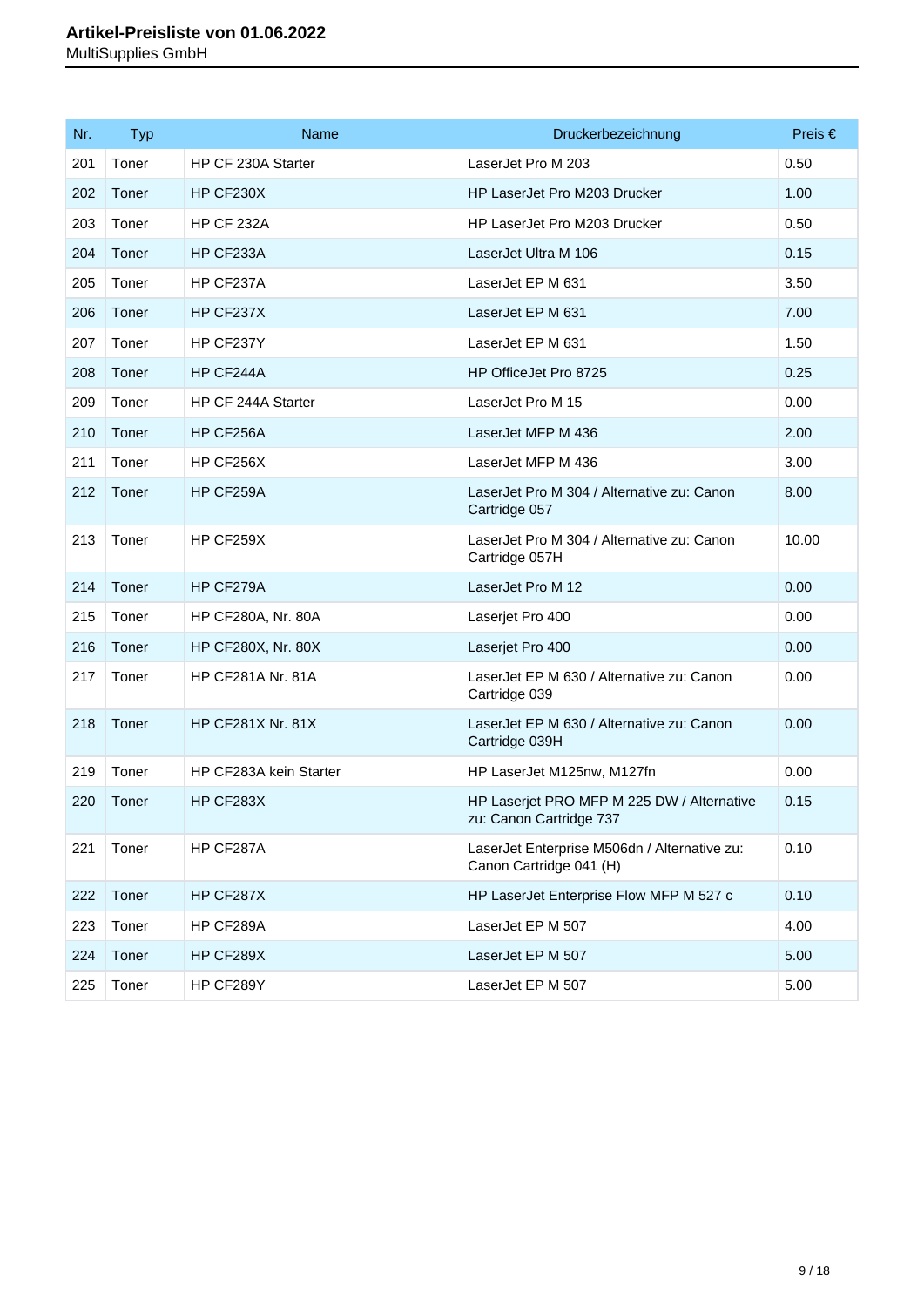| Nr. | Typ | Name | Druckerbezeichnung | Preis € |
|---|---|---|---|---|
| 201 | Toner | HP CF 230A Starter | LaserJet Pro M 203 | 0.50 |
| 202 | Toner | HP CF230X | HP LaserJet Pro M203 Drucker | 1.00 |
| 203 | Toner | HP CF 232A | HP LaserJet Pro M203 Drucker | 0.50 |
| 204 | Toner | HP CF233A | LaserJet Ultra M 106 | 0.15 |
| 205 | Toner | HP CF237A | LaserJet EP M 631 | 3.50 |
| 206 | Toner | HP CF237X | LaserJet EP M 631 | 7.00 |
| 207 | Toner | HP CF237Y | LaserJet EP M 631 | 1.50 |
| 208 | Toner | HP CF244A | HP OfficeJet Pro 8725 | 0.25 |
| 209 | Toner | HP CF 244A Starter | LaserJet Pro M 15 | 0.00 |
| 210 | Toner | HP CF256A | LaserJet MFP M 436 | 2.00 |
| 211 | Toner | HP CF256X | LaserJet MFP M 436 | 3.00 |
| 212 | Toner | HP CF259A | LaserJet Pro M 304 / Alternative zu: Canon Cartridge 057 | 8.00 |
| 213 | Toner | HP CF259X | LaserJet Pro M 304 / Alternative zu: Canon Cartridge 057H | 10.00 |
| 214 | Toner | HP CF279A | LaserJet Pro M 12 | 0.00 |
| 215 | Toner | HP CF280A, Nr. 80A | Laserjet Pro 400 | 0.00 |
| 216 | Toner | HP CF280X, Nr. 80X | Laserjet Pro 400 | 0.00 |
| 217 | Toner | HP CF281A Nr. 81A | LaserJet EP M 630 / Alternative zu: Canon Cartridge 039 | 0.00 |
| 218 | Toner | HP CF281X Nr. 81X | LaserJet EP M 630 / Alternative zu: Canon Cartridge 039H | 0.00 |
| 219 | Toner | HP CF283A kein Starter | HP LaserJet M125nw, M127fn | 0.00 |
| 220 | Toner | HP CF283X | HP Laserjet PRO MFP M 225 DW / Alternative zu: Canon Cartridge 737 | 0.15 |
| 221 | Toner | HP CF287A | LaserJet Enterprise M506dn / Alternative zu: Canon Cartridge 041 (H) | 0.10 |
| 222 | Toner | HP CF287X | HP LaserJet Enterprise Flow MFP M 527 c | 0.10 |
| 223 | Toner | HP CF289A | LaserJet EP M 507 | 4.00 |
| 224 | Toner | HP CF289X | LaserJet EP M 507 | 5.00 |
| 225 | Toner | HP CF289Y | LaserJet EP M 507 | 5.00 |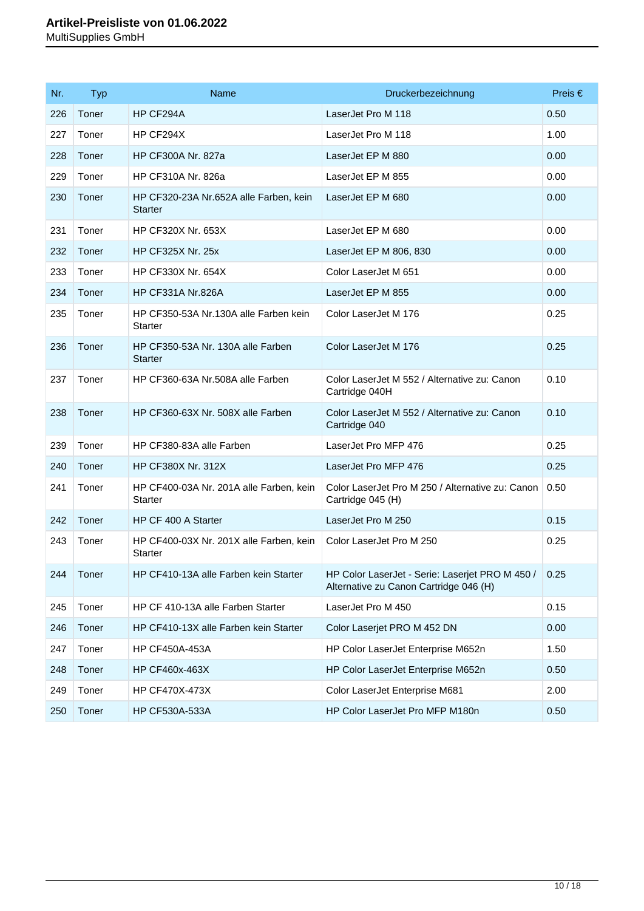# Artikel-Preisliste von 01.06.2022

MultiSupplies GmbH

| Nr. | Typ | Name | Druckerbezeichnung | Preis € |
|---|---|---|---|---|
| 226 | Toner | HP CF294A | LaserJet Pro M 118 | 0.50 |
| 227 | Toner | HP CF294X | LaserJet Pro M 118 | 1.00 |
| 228 | Toner | HP CF300A Nr. 827a | LaserJet EP M 880 | 0.00 |
| 229 | Toner | HP CF310A Nr. 826a | LaserJet EP M 855 | 0.00 |
| 230 | Toner | HP CF320-23A Nr.652A alle Farben, kein Starter | LaserJet EP M 680 | 0.00 |
| 231 | Toner | HP CF320X Nr. 653X | LaserJet EP M 680 | 0.00 |
| 232 | Toner | HP CF325X Nr. 25x | LaserJet EP M 806, 830 | 0.00 |
| 233 | Toner | HP CF330X Nr. 654X | Color LaserJet M 651 | 0.00 |
| 234 | Toner | HP CF331A Nr.826A | LaserJet EP M 855 | 0.00 |
| 235 | Toner | HP CF350-53A Nr.130A alle Farben kein Starter | Color LaserJet M 176 | 0.25 |
| 236 | Toner | HP CF350-53A Nr. 130A alle Farben Starter | Color LaserJet M 176 | 0.25 |
| 237 | Toner | HP CF360-63A Nr.508A alle Farben | Color LaserJet M 552 / Alternative zu: Canon Cartridge 040H | 0.10 |
| 238 | Toner | HP CF360-63X Nr. 508X alle Farben | Color LaserJet M 552 / Alternative zu: Canon Cartridge 040 | 0.10 |
| 239 | Toner | HP CF380-83A alle Farben | LaserJet Pro MFP 476 | 0.25 |
| 240 | Toner | HP CF380X Nr. 312X | LaserJet Pro MFP 476 | 0.25 |
| 241 | Toner | HP CF400-03A Nr. 201A alle Farben, kein Starter | Color LaserJet Pro M 250 / Alternative zu: Canon Cartridge 045 (H) | 0.50 |
| 242 | Toner | HP CF 400 A Starter | LaserJet Pro M 250 | 0.15 |
| 243 | Toner | HP CF400-03X Nr. 201X alle Farben, kein Starter | Color LaserJet Pro M 250 | 0.25 |
| 244 | Toner | HP CF410-13A alle Farben kein Starter | HP Color LaserJet - Serie: Laserjet PRO M 450 / Alternative zu Canon Cartridge 046 (H) | 0.25 |
| 245 | Toner | HP CF 410-13A alle Farben Starter | LaserJet Pro M 450 | 0.15 |
| 246 | Toner | HP CF410-13X alle Farben kein Starter | Color Laserjet PRO M 452 DN | 0.00 |
| 247 | Toner | HP CF450A-453A | HP Color LaserJet Enterprise M652n | 1.50 |
| 248 | Toner | HP CF460x-463X | HP Color LaserJet Enterprise M652n | 0.50 |
| 249 | Toner | HP CF470X-473X | Color LaserJet Enterprise M681 | 2.00 |
| 250 | Toner | HP CF530A-533A | HP Color LaserJet Pro MFP M180n | 0.50 |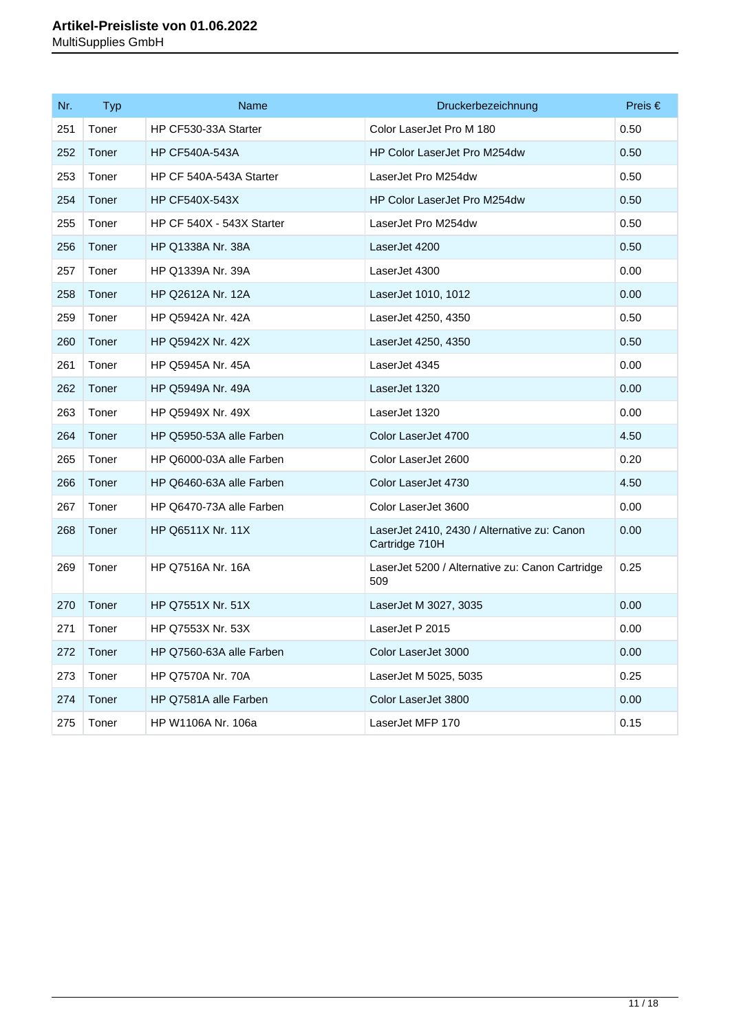# Artikel-Preisliste von 01.06.2022

MultiSupplies GmbH

| Nr. | Typ | Name | Druckerbezeichnung | Preis € |
|---|---|---|---|---|
| 251 | Toner | HP CF530-33A Starter | Color LaserJet Pro M 180 | 0.50 |
| 252 | Toner | HP CF540A-543A | HP Color LaserJet Pro M254dw | 0.50 |
| 253 | Toner | HP CF 540A-543A Starter | LaserJet Pro M254dw | 0.50 |
| 254 | Toner | HP CF540X-543X | HP Color LaserJet Pro M254dw | 0.50 |
| 255 | Toner | HP CF 540X - 543X Starter | LaserJet Pro M254dw | 0.50 |
| 256 | Toner | HP Q1338A Nr. 38A | LaserJet 4200 | 0.50 |
| 257 | Toner | HP Q1339A Nr. 39A | LaserJet 4300 | 0.00 |
| 258 | Toner | HP Q2612A Nr. 12A | LaserJet 1010, 1012 | 0.00 |
| 259 | Toner | HP Q5942A Nr. 42A | LaserJet 4250, 4350 | 0.50 |
| 260 | Toner | HP Q5942X Nr. 42X | LaserJet 4250, 4350 | 0.50 |
| 261 | Toner | HP Q5945A Nr. 45A | LaserJet 4345 | 0.00 |
| 262 | Toner | HP Q5949A Nr. 49A | LaserJet 1320 | 0.00 |
| 263 | Toner | HP Q5949X Nr. 49X | LaserJet 1320 | 0.00 |
| 264 | Toner | HP Q5950-53A alle Farben | Color LaserJet 4700 | 4.50 |
| 265 | Toner | HP Q6000-03A alle Farben | Color LaserJet 2600 | 0.20 |
| 266 | Toner | HP Q6460-63A alle Farben | Color LaserJet 4730 | 4.50 |
| 267 | Toner | HP Q6470-73A alle Farben | Color LaserJet 3600 | 0.00 |
| 268 | Toner | HP Q6511X Nr. 11X | LaserJet 2410, 2430 / Alternative zu: Canon Cartridge 710H | 0.00 |
| 269 | Toner | HP Q7516A Nr. 16A | LaserJet 5200 / Alternative zu: Canon Cartridge 509 | 0.25 |
| 270 | Toner | HP Q7551X Nr. 51X | LaserJet M 3027, 3035 | 0.00 |
| 271 | Toner | HP Q7553X Nr. 53X | LaserJet P 2015 | 0.00 |
| 272 | Toner | HP Q7560-63A alle Farben | Color LaserJet 3000 | 0.00 |
| 273 | Toner | HP Q7570A Nr. 70A | LaserJet M 5025, 5035 | 0.25 |
| 274 | Toner | HP Q7581A alle Farben | Color LaserJet 3800 | 0.00 |
| 275 | Toner | HP W1106A Nr. 106a | LaserJet MFP 170 | 0.15 |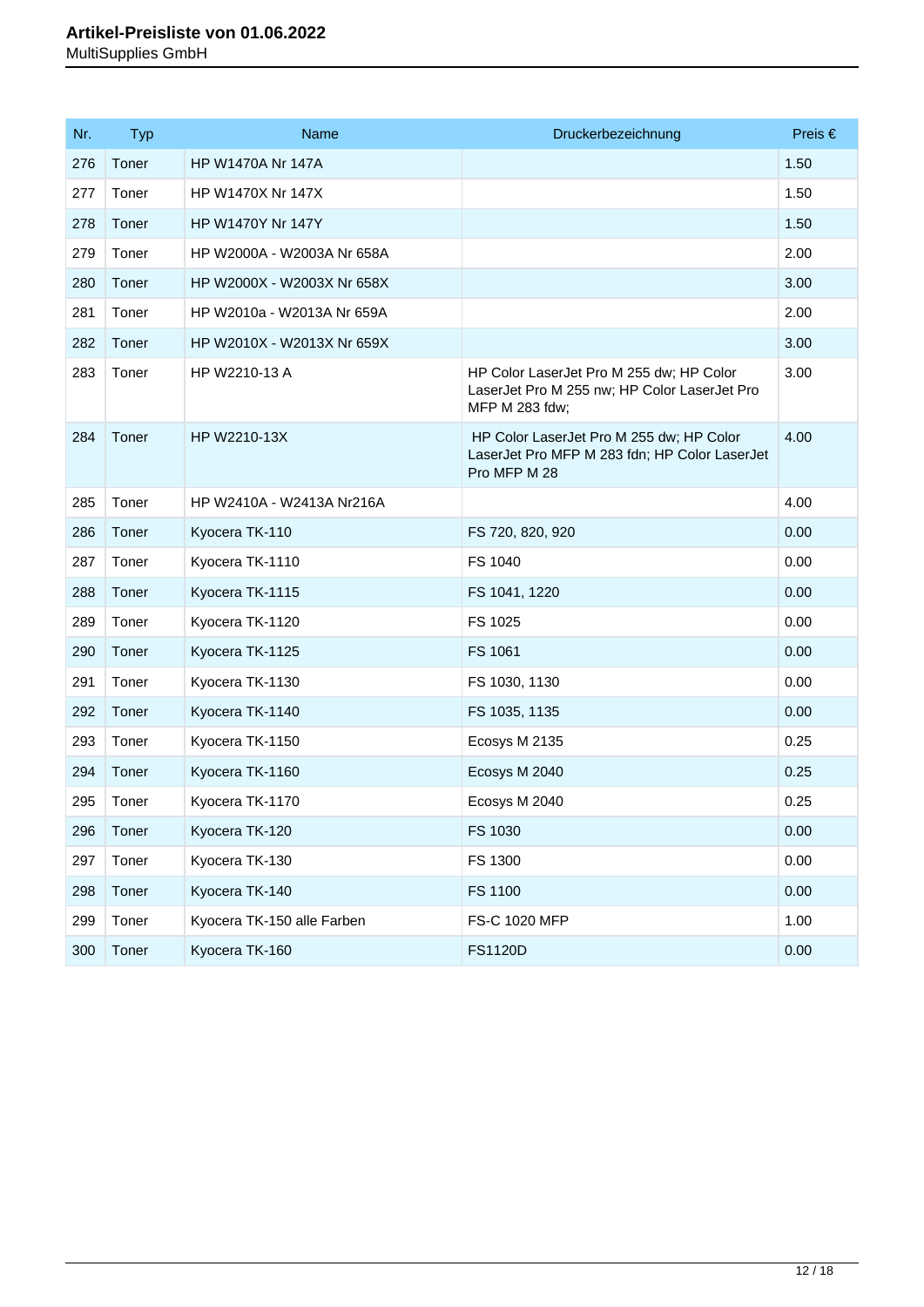| Nr. | Typ | Name | Druckerbezeichnung | Preis € |
|---|---|---|---|---|
| 276 | Toner | HP W1470A Nr 147A | | 1.50 |
| 277 | Toner | HP W1470X Nr 147X | | 1.50 |
| 278 | Toner | HP W1470Y Nr 147Y | | 1.50 |
| 279 | Toner | HP W2000A - W2003A Nr 658A | | 2.00 |
| 280 | Toner | HP W2000X - W2003X Nr 658X | | 3.00 |
| 281 | Toner | HP W2010a - W2013A Nr 659A | | 2.00 |
| 282 | Toner | HP W2010X - W2013X Nr 659X | | 3.00 |
| 283 | Toner | HP W2210-13 A | HP Color LaserJet Pro M 255 dw; HP Color LaserJet Pro M 255 nw; HP Color LaserJet Pro MFP M 283 fdw; | 3.00 |
| 284 | Toner | HP W2210-13X | HP Color LaserJet Pro M 255 dw; HP Color LaserJet Pro MFP M 283 fdn; HP Color LaserJet Pro MFP M 28 | 4.00 |
| 285 | Toner | HP W2410A - W2413A Nr216A | | 4.00 |
| 286 | Toner | Kyocera TK-110 | FS 720, 820, 920 | 0.00 |
| 287 | Toner | Kyocera TK-1110 | FS 1040 | 0.00 |
| 288 | Toner | Kyocera TK-1115 | FS 1041, 1220 | 0.00 |
| 289 | Toner | Kyocera TK-1120 | FS 1025 | 0.00 |
| 290 | Toner | Kyocera TK-1125 | FS 1061 | 0.00 |
| 291 | Toner | Kyocera TK-1130 | FS 1030, 1130 | 0.00 |
| 292 | Toner | Kyocera TK-1140 | FS 1035, 1135 | 0.00 |
| 293 | Toner | Kyocera TK-1150 | Ecosys M 2135 | 0.25 |
| 294 | Toner | Kyocera TK-1160 | Ecosys M 2040 | 0.25 |
| 295 | Toner | Kyocera TK-1170 | Ecosys M 2040 | 0.25 |
| 296 | Toner | Kyocera TK-120 | FS 1030 | 0.00 |
| 297 | Toner | Kyocera TK-130 | FS 1300 | 0.00 |
| 298 | Toner | Kyocera TK-140 | FS 1100 | 0.00 |
| 299 | Toner | Kyocera TK-150 alle Farben | FS-C 1020 MFP | 1.00 |
| 300 | Toner | Kyocera TK-160 | FS1120D | 0.00 |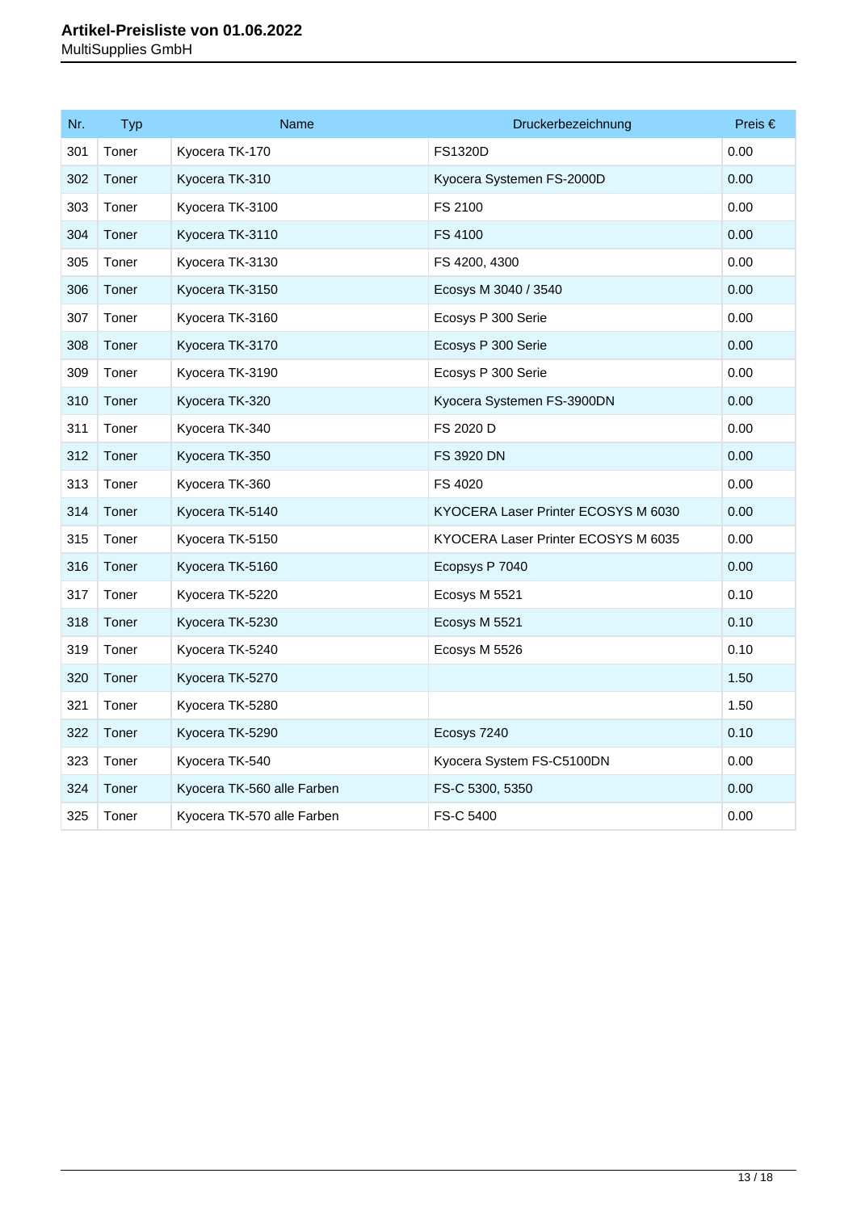| Nr. | Typ | Name | Druckerbezeichnung | Preis € |
|---|---|---|---|---|
| 301 | Toner | Kyocera TK-170 | FS1320D | 0.00 |
| 302 | Toner | Kyocera TK-310 | Kyocera Systemen FS-2000D | 0.00 |
| 303 | Toner | Kyocera TK-3100 | FS 2100 | 0.00 |
| 304 | Toner | Kyocera TK-3110 | FS 4100 | 0.00 |
| 305 | Toner | Kyocera TK-3130 | FS 4200, 4300 | 0.00 |
| 306 | Toner | Kyocera TK-3150 | Ecosys M 3040 / 3540 | 0.00 |
| 307 | Toner | Kyocera TK-3160 | Ecosys P 300 Serie | 0.00 |
| 308 | Toner | Kyocera TK-3170 | Ecosys P 300 Serie | 0.00 |
| 309 | Toner | Kyocera TK-3190 | Ecosys P 300 Serie | 0.00 |
| 310 | Toner | Kyocera TK-320 | Kyocera Systemen FS-3900DN | 0.00 |
| 311 | Toner | Kyocera TK-340 | FS 2020 D | 0.00 |
| 312 | Toner | Kyocera TK-350 | FS 3920 DN | 0.00 |
| 313 | Toner | Kyocera TK-360 | FS 4020 | 0.00 |
| 314 | Toner | Kyocera TK-5140 | KYOCERA Laser Printer ECOSYS M 6030 | 0.00 |
| 315 | Toner | Kyocera TK-5150 | KYOCERA Laser Printer ECOSYS M 6035 | 0.00 |
| 316 | Toner | Kyocera TK-5160 | Ecopsys P 7040 | 0.00 |
| 317 | Toner | Kyocera TK-5220 | Ecosys M 5521 | 0.10 |
| 318 | Toner | Kyocera TK-5230 | Ecosys M 5521 | 0.10 |
| 319 | Toner | Kyocera TK-5240 | Ecosys M 5526 | 0.10 |
| 320 | Toner | Kyocera TK-5270 | | 1.50 |
| 321 | Toner | Kyocera TK-5280 | | 1.50 |
| 322 | Toner | Kyocera TK-5290 | Ecosys 7240 | 0.10 |
| 323 | Toner | Kyocera TK-540 | Kyocera System FS-C5100DN | 0.00 |
| 324 | Toner | Kyocera TK-560 alle Farben | FS-C 5300, 5350 | 0.00 |
| 325 | Toner | Kyocera TK-570 alle Farben | FS-C 5400 | 0.00 |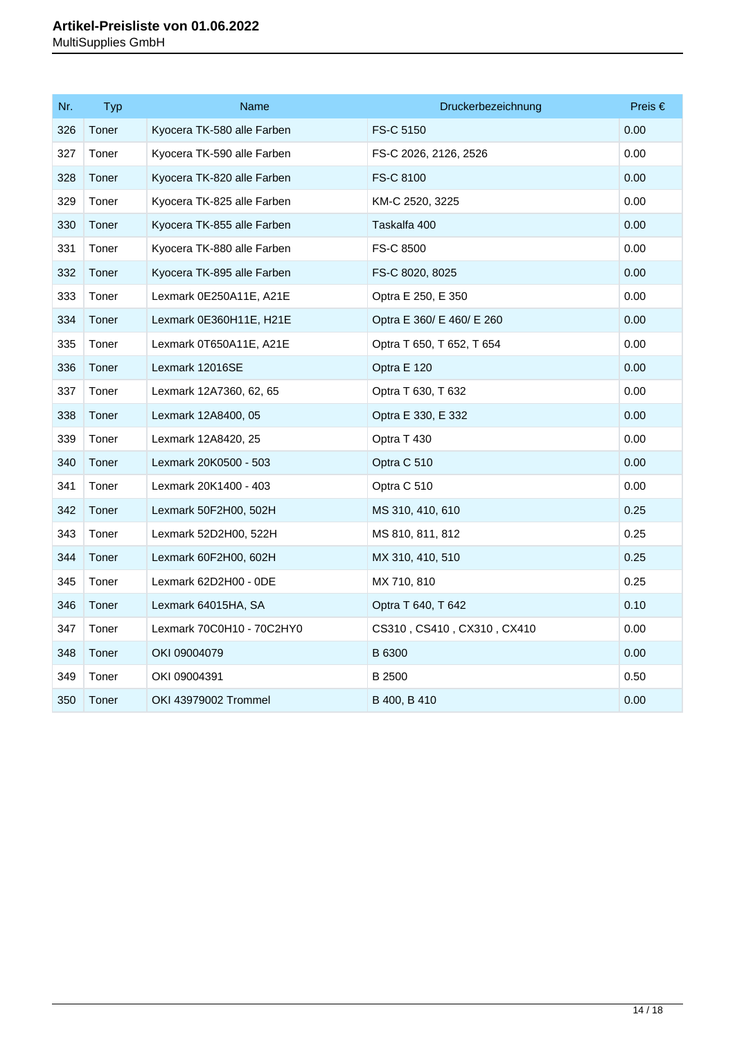| Nr. | Typ | Name | Druckerbezeichnung | Preis € |
| --- | --- | --- | --- | --- |
| 326 | Toner | Kyocera TK-580 alle Farben | FS-C 5150 | 0.00 |
| 327 | Toner | Kyocera TK-590 alle Farben | FS-C 2026, 2126, 2526 | 0.00 |
| 328 | Toner | Kyocera TK-820 alle Farben | FS-C 8100 | 0.00 |
| 329 | Toner | Kyocera TK-825 alle Farben | KM-C 2520, 3225 | 0.00 |
| 330 | Toner | Kyocera TK-855 alle Farben | Taskalfa 400 | 0.00 |
| 331 | Toner | Kyocera TK-880 alle Farben | FS-C 8500 | 0.00 |
| 332 | Toner | Kyocera TK-895 alle Farben | FS-C 8020, 8025 | 0.00 |
| 333 | Toner | Lexmark 0E250A11E, A21E | Optra E 250, E 350 | 0.00 |
| 334 | Toner | Lexmark 0E360H11E, H21E | Optra E 360/ E 460/ E 260 | 0.00 |
| 335 | Toner | Lexmark 0T650A11E, A21E | Optra T 650, T 652, T 654 | 0.00 |
| 336 | Toner | Lexmark 12016SE | Optra E 120 | 0.00 |
| 337 | Toner | Lexmark 12A7360, 62, 65 | Optra T 630, T 632 | 0.00 |
| 338 | Toner | Lexmark 12A8400, 05 | Optra E 330, E 332 | 0.00 |
| 339 | Toner | Lexmark 12A8420, 25 | Optra T 430 | 0.00 |
| 340 | Toner | Lexmark 20K0500 - 503 | Optra C 510 | 0.00 |
| 341 | Toner | Lexmark 20K1400 - 403 | Optra C 510 | 0.00 |
| 342 | Toner | Lexmark 50F2H00, 502H | MS 310, 410, 610 | 0.25 |
| 343 | Toner | Lexmark 52D2H00, 522H | MS 810, 811, 812 | 0.25 |
| 344 | Toner | Lexmark 60F2H00, 602H | MX 310, 410, 510 | 0.25 |
| 345 | Toner | Lexmark 62D2H00 - 0DE | MX 710, 810 | 0.25 |
| 346 | Toner | Lexmark 64015HA, SA | Optra T 640, T 642 | 0.10 |
| 347 | Toner | Lexmark 70C0H10 - 70C2HY0 | CS310 , CS410 , CX310 , CX410 | 0.00 |
| 348 | Toner | OKI 09004079 | B 6300 | 0.00 |
| 349 | Toner | OKI 09004391 | B 2500 | 0.50 |
| 350 | Toner | OKI 43979002 Trommel | B 400, B 410 | 0.00 |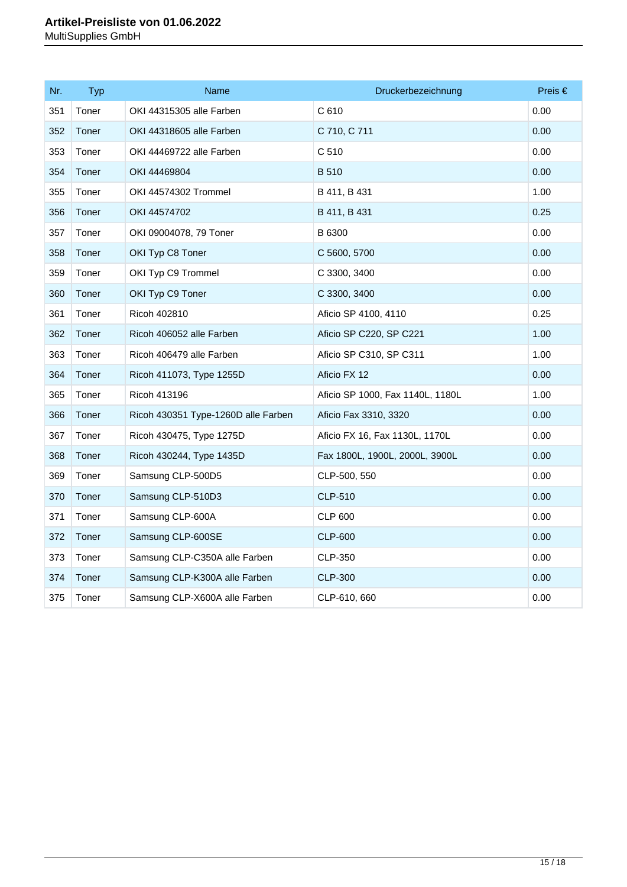**Artikel-Preisliste von 01.06.2022**
MultiSupplies GmbH

| Nr. | Typ | Name | Druckerbezeichnung | Preis € |
|---|---|---|---|---|
| 351 | Toner | OKI 44315305 alle Farben | C 610 | 0.00 |
| 352 | Toner | OKI 44318605 alle Farben | C 710, C 711 | 0.00 |
| 353 | Toner | OKI 44469722 alle Farben | C 510 | 0.00 |
| 354 | Toner | OKI 44469804 | B 510 | 0.00 |
| 355 | Toner | OKI 44574302 Trommel | B 411, B 431 | 1.00 |
| 356 | Toner | OKI 44574702 | B 411, B 431 | 0.25 |
| 357 | Toner | OKI 09004078, 79 Toner | B 6300 | 0.00 |
| 358 | Toner | OKI Typ C8 Toner | C 5600, 5700 | 0.00 |
| 359 | Toner | OKI Typ C9 Trommel | C 3300, 3400 | 0.00 |
| 360 | Toner | OKI Typ C9 Toner | C 3300, 3400 | 0.00 |
| 361 | Toner | Ricoh 402810 | Aficio SP 4100, 4110 | 0.25 |
| 362 | Toner | Ricoh 406052 alle Farben | Aficio SP C220, SP C221 | 1.00 |
| 363 | Toner | Ricoh 406479 alle Farben | Aficio SP C310, SP C311 | 1.00 |
| 364 | Toner | Ricoh 411073, Type 1255D | Aficio FX 12 | 0.00 |
| 365 | Toner | Ricoh 413196 | Aficio SP 1000, Fax 1140L, 1180L | 1.00 |
| 366 | Toner | Ricoh 430351 Type-1260D alle Farben | Aficio Fax 3310, 3320 | 0.00 |
| 367 | Toner | Ricoh 430475, Type 1275D | Aficio FX 16, Fax 1130L, 1170L | 0.00 |
| 368 | Toner | Ricoh 430244, Type 1435D | Fax 1800L, 1900L, 2000L, 3900L | 0.00 |
| 369 | Toner | Samsung CLP-500D5 | CLP-500, 550 | 0.00 |
| 370 | Toner | Samsung CLP-510D3 | CLP-510 | 0.00 |
| 371 | Toner | Samsung CLP-600A | CLP 600 | 0.00 |
| 372 | Toner | Samsung CLP-600SE | CLP-600 | 0.00 |
| 373 | Toner | Samsung CLP-C350A alle Farben | CLP-350 | 0.00 |
| 374 | Toner | Samsung CLP-K300A alle Farben | CLP-300 | 0.00 |
| 375 | Toner | Samsung CLP-X600A alle Farben | CLP-610, 660 | 0.00 |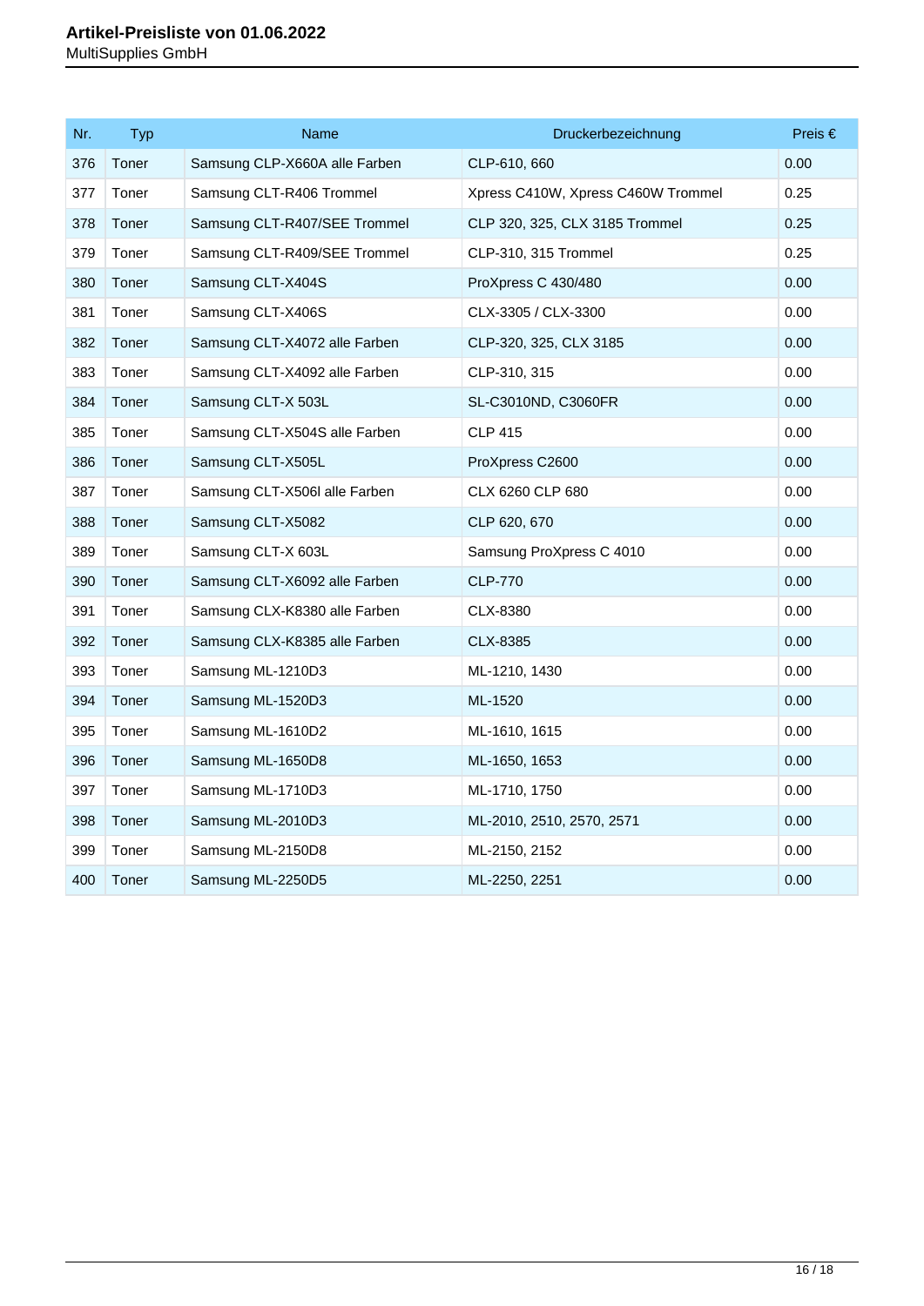| Nr. | Typ | Name | Druckerbezeichnung | Preis € |
|---|---|---|---|---|
| 376 | Toner | Samsung CLP-X660A alle Farben | CLP-610, 660 | 0.00 |
| 377 | Toner | Samsung CLT-R406 Trommel | Xpress C410W, Xpress C460W Trommel | 0.25 |
| 378 | Toner | Samsung CLT-R407/SEE Trommel | CLP 320, 325, CLX 3185 Trommel | 0.25 |
| 379 | Toner | Samsung CLT-R409/SEE Trommel | CLP-310, 315 Trommel | 0.25 |
| 380 | Toner | Samsung CLT-X404S | ProXpress C 430/480 | 0.00 |
| 381 | Toner | Samsung CLT-X406S | CLX-3305 / CLX-3300 | 0.00 |
| 382 | Toner | Samsung CLT-X4072 alle Farben | CLP-320, 325, CLX 3185 | 0.00 |
| 383 | Toner | Samsung CLT-X4092 alle Farben | CLP-310, 315 | 0.00 |
| 384 | Toner | Samsung CLT-X 503L | SL-C3010ND, C3060FR | 0.00 |
| 385 | Toner | Samsung CLT-X504S alle Farben | CLP 415 | 0.00 |
| 386 | Toner | Samsung CLT-X505L | ProXpress C2600 | 0.00 |
| 387 | Toner | Samsung CLT-X506l alle Farben | CLX 6260 CLP 680 | 0.00 |
| 388 | Toner | Samsung CLT-X5082 | CLP 620, 670 | 0.00 |
| 389 | Toner | Samsung CLT-X 603L | Samsung ProXpress C 4010 | 0.00 |
| 390 | Toner | Samsung CLT-X6092 alle Farben | CLP-770 | 0.00 |
| 391 | Toner | Samsung CLX-K8380 alle Farben | CLX-8380 | 0.00 |
| 392 | Toner | Samsung CLX-K8385 alle Farben | CLX-8385 | 0.00 |
| 393 | Toner | Samsung ML-1210D3 | ML-1210, 1430 | 0.00 |
| 394 | Toner | Samsung ML-1520D3 | ML-1520 | 0.00 |
| 395 | Toner | Samsung ML-1610D2 | ML-1610, 1615 | 0.00 |
| 396 | Toner | Samsung ML-1650D8 | ML-1650, 1653 | 0.00 |
| 397 | Toner | Samsung ML-1710D3 | ML-1710, 1750 | 0.00 |
| 398 | Toner | Samsung ML-2010D3 | ML-2010, 2510, 2570, 2571 | 0.00 |
| 399 | Toner | Samsung ML-2150D8 | ML-2150, 2152 | 0.00 |
| 400 | Toner | Samsung ML-2250D5 | ML-2250, 2251 | 0.00 |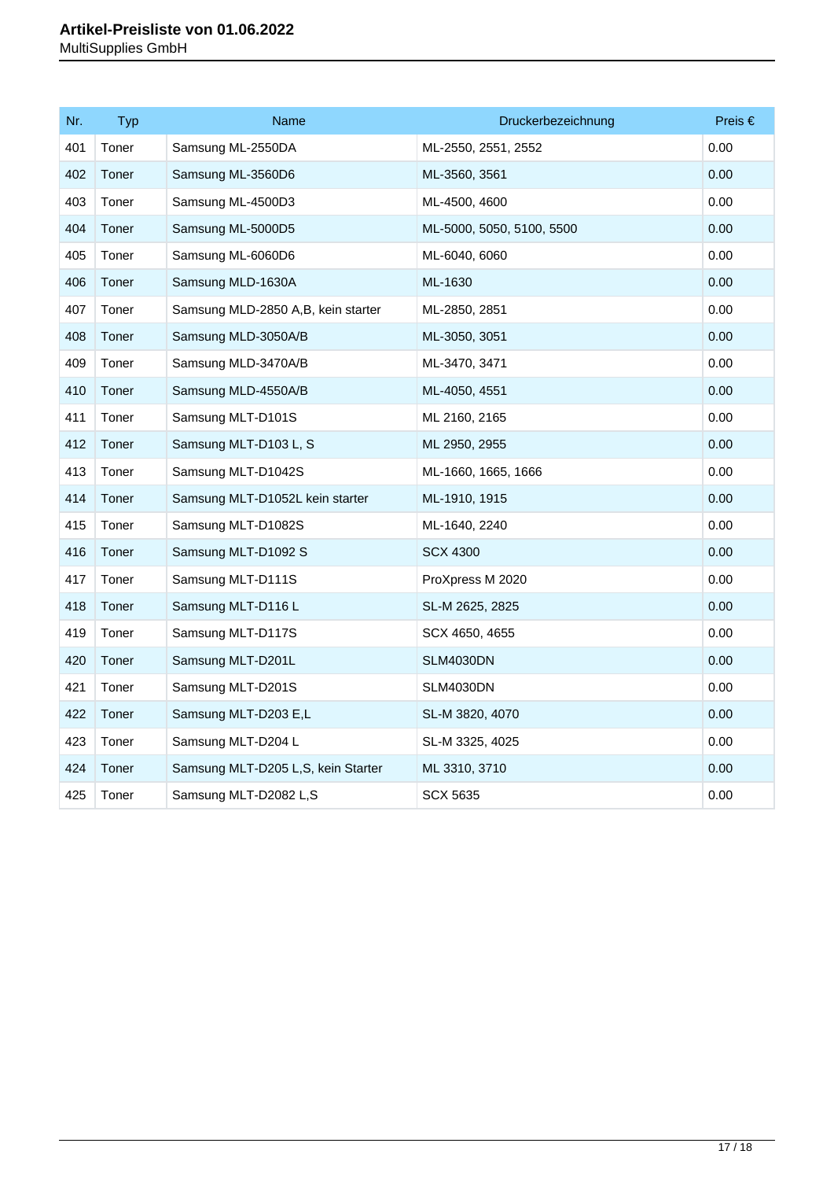| Nr. | Typ | Name | Druckerbezeichnung | Preis € |
|---|---|---|---|---|
| 401 | Toner | Samsung ML-2550DA | ML-2550, 2551, 2552 | 0.00 |
| 402 | Toner | Samsung ML-3560D6 | ML-3560, 3561 | 0.00 |
| 403 | Toner | Samsung ML-4500D3 | ML-4500, 4600 | 0.00 |
| 404 | Toner | Samsung ML-5000D5 | ML-5000, 5050, 5100, 5500 | 0.00 |
| 405 | Toner | Samsung ML-6060D6 | ML-6040, 6060 | 0.00 |
| 406 | Toner | Samsung MLD-1630A | ML-1630 | 0.00 |
| 407 | Toner | Samsung MLD-2850 A,B, kein starter | ML-2850, 2851 | 0.00 |
| 408 | Toner | Samsung MLD-3050A/B | ML-3050, 3051 | 0.00 |
| 409 | Toner | Samsung MLD-3470A/B | ML-3470, 3471 | 0.00 |
| 410 | Toner | Samsung MLD-4550A/B | ML-4050, 4551 | 0.00 |
| 411 | Toner | Samsung MLT-D101S | ML 2160, 2165 | 0.00 |
| 412 | Toner | Samsung MLT-D103 L, S | ML 2950, 2955 | 0.00 |
| 413 | Toner | Samsung MLT-D1042S | ML-1660, 1665, 1666 | 0.00 |
| 414 | Toner | Samsung MLT-D1052L kein starter | ML-1910, 1915 | 0.00 |
| 415 | Toner | Samsung MLT-D1082S | ML-1640, 2240 | 0.00 |
| 416 | Toner | Samsung MLT-D1092 S | SCX 4300 | 0.00 |
| 417 | Toner | Samsung MLT-D111S | ProXpress M 2020 | 0.00 |
| 418 | Toner | Samsung MLT-D116 L | SL-M 2625, 2825 | 0.00 |
| 419 | Toner | Samsung MLT-D117S | SCX 4650, 4655 | 0.00 |
| 420 | Toner | Samsung MLT-D201L | SLM4030DN | 0.00 |
| 421 | Toner | Samsung MLT-D201S | SLM4030DN | 0.00 |
| 422 | Toner | Samsung MLT-D203 E,L | SL-M 3820, 4070 | 0.00 |
| 423 | Toner | Samsung MLT-D204 L | SL-M 3325, 4025 | 0.00 |
| 424 | Toner | Samsung MLT-D205 L,S, kein Starter | ML 3310, 3710 | 0.00 |
| 425 | Toner | Samsung MLT-D2082 L,S | SCX 5635 | 0.00 |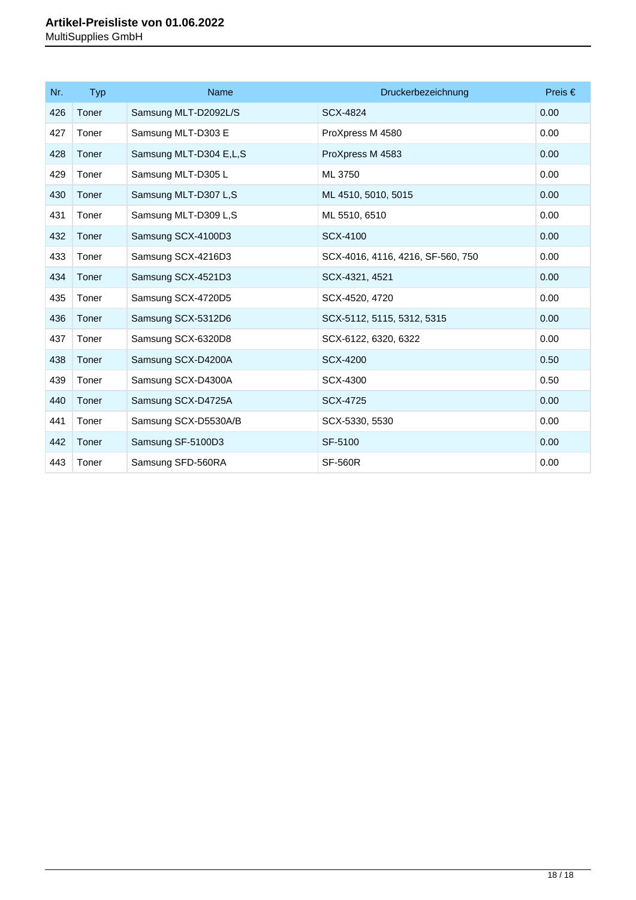| Nr. | Typ | Name | Druckerbezeichnung | Preis € |
|---|---|---|---|---|
| 426 | Toner | Samsung MLT-D2092L/S | SCX-4824 | 0.00 |
| 427 | Toner | Samsung MLT-D303 E | ProXpress M 4580 | 0.00 |
| 428 | Toner | Samsung MLT-D304 E,L,S | ProXpress M 4583 | 0.00 |
| 429 | Toner | Samsung MLT-D305 L | ML 3750 | 0.00 |
| 430 | Toner | Samsung MLT-D307 L,S | ML 4510, 5010, 5015 | 0.00 |
| 431 | Toner | Samsung MLT-D309 L,S | ML 5510, 6510 | 0.00 |
| 432 | Toner | Samsung SCX-4100D3 | SCX-4100 | 0.00 |
| 433 | Toner | Samsung SCX-4216D3 | SCX-4016, 4116, 4216, SF-560, 750 | 0.00 |
| 434 | Toner | Samsung SCX-4521D3 | SCX-4321, 4521 | 0.00 |
| 435 | Toner | Samsung SCX-4720D5 | SCX-4520, 4720 | 0.00 |
| 436 | Toner | Samsung SCX-5312D6 | SCX-5112, 5115, 5312, 5315 | 0.00 |
| 437 | Toner | Samsung SCX-6320D8 | SCX-6122, 6320, 6322 | 0.00 |
| 438 | Toner | Samsung SCX-D4200A | SCX-4200 | 0.50 |
| 439 | Toner | Samsung SCX-D4300A | SCX-4300 | 0.50 |
| 440 | Toner | Samsung SCX-D4725A | SCX-4725 | 0.00 |
| 441 | Toner | Samsung SCX-D5530A/B | SCX-5330, 5530 | 0.00 |
| 442 | Toner | Samsung SF-5100D3 | SF-5100 | 0.00 |
| 443 | Toner | Samsung SFD-560RA | SF-560R | 0.00 |